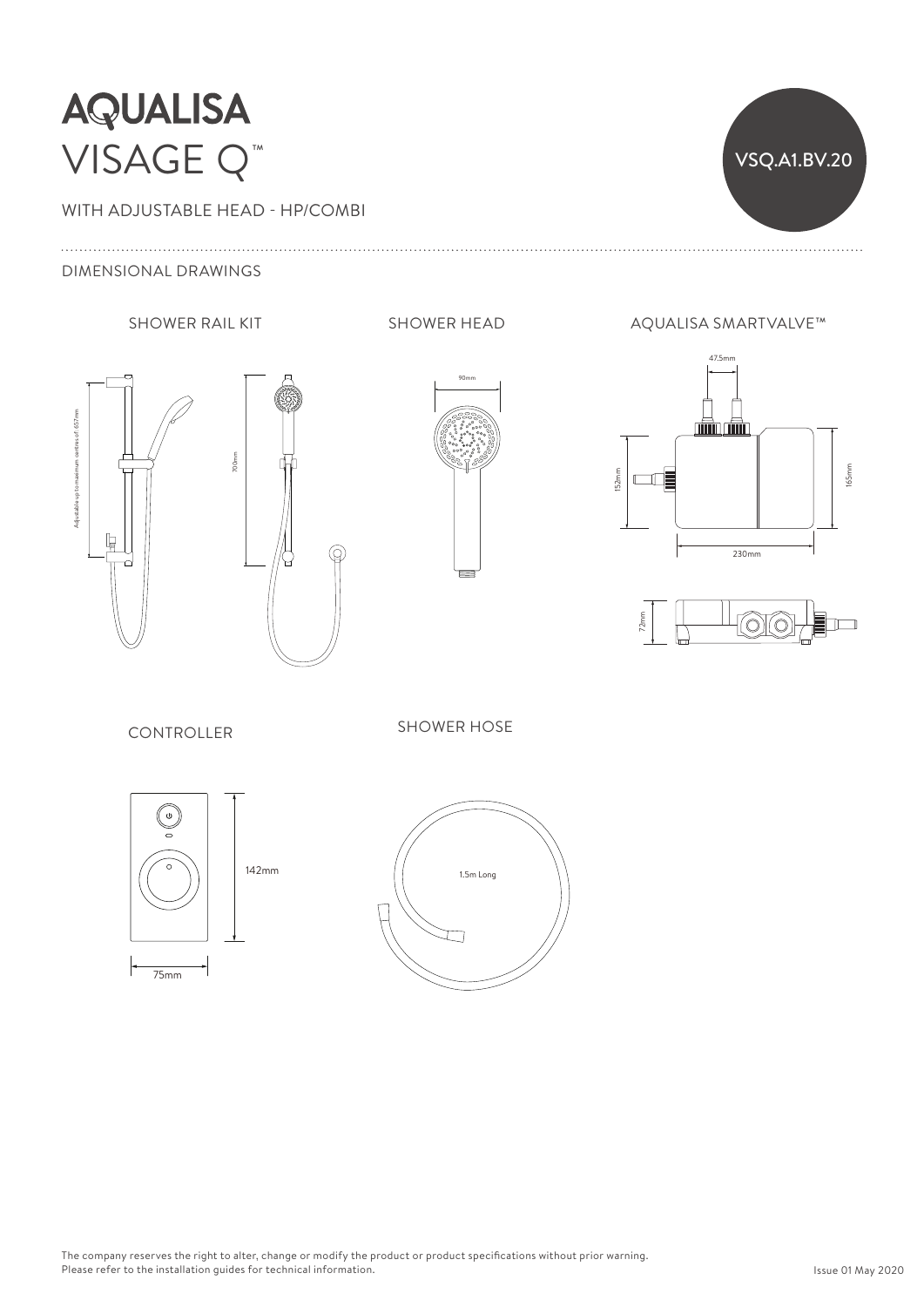# AQUALISA

# VISAGE Q™

VSQ.A1.BV.20

WITH ADJUSTABLE HEAD - HP/COMBI

## DIMENSIONAL DRAWINGS

### SHOWER RAIL KIT

Adjustable up to maximum centres of 657mm

700mm

### SHOWER HEAD

90mm

### AQUALISA SMARTVALVE™

47.5mm

152mm

165mm

230mm

72mm

### CONTROLLER

142mm

75mm

### SHOWER HOSE

1.5m Long

The company reserves the right to alter, change or modify the product or product specifications without prior warning.
Please refer to the installation guides for technical information.

Issue 01 May 2020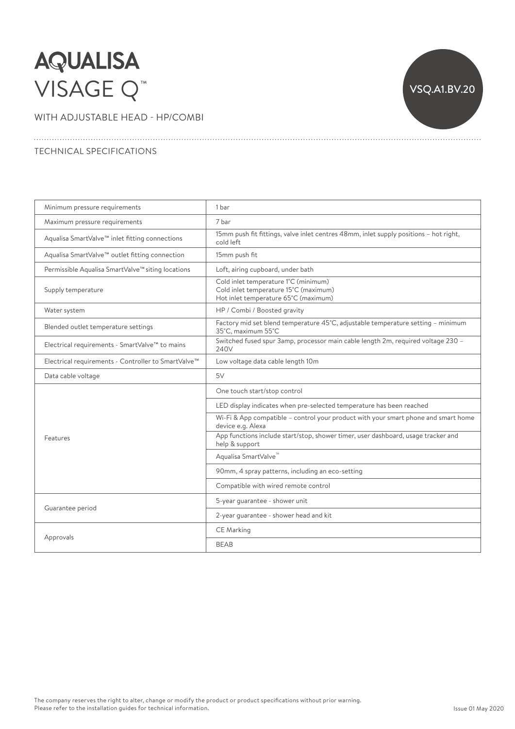# AQUALISA

# VISAGE Q™

VSQ.A1.BV.20

WITH ADJUSTABLE HEAD - HP/COMBI

TECHNICAL SPECIFICATIONS

| | |
|---|---|
| Minimum pressure requirements | 1 bar |
| Maximum pressure requirements | 7 bar |
| Aqualisa SmartValve™ inlet fitting connections | 15mm push fit fittings, valve inlet centres 48mm, inlet supply positions – hot right, cold left |
| Aqualisa SmartValve™ outlet fitting connection | 15mm push fit |
| Permissible Aqualisa SmartValve™ siting locations | Loft, airing cupboard, under bath |
| Supply temperature | Cold inlet temperature 1°C (minimum)<br>Cold inlet temperature 15°C (maximum)<br>Hot inlet temperature 65°C (maximum) |
| Water system | HP / Combi / Boosted gravity |
| Blended outlet temperature settings | Factory mid set blend temperature 45°C, adjustable temperature setting – minimum 35°C, maximum 55°C |
| Electrical requirements - SmartValve™ to mains | Switched fused spur 3amp, processor main cable length 2m, required voltage 230 – 240V |
| Electrical requirements - Controller to SmartValve™ | Low voltage data cable length 10m |
| Data cable voltage | 5V |
| Features | One touch start/stop control |
| | LED display indicates when pre-selected temperature has been reached |
| | Wi-Fi & App compatible – control your product with your smart phone and smart home device e.g. Alexa |
| | App functions include start/stop, shower timer, user dashboard, usage tracker and help & support |
| | Aqualisa SmartValve™ |
| | 90mm, 4 spray patterns, including an eco-setting |
| | Compatible with wired remote control |
| Guarantee period | 5-year guarantee - shower unit |
| | 2-year guarantee - shower head and kit |
| Approvals | CE Marking |
| | BEAB |

The company reserves the right to alter, change or modify the product or product specifications without prior warning.
Please refer to the installation guides for technical information.

Issue 01 May 2020